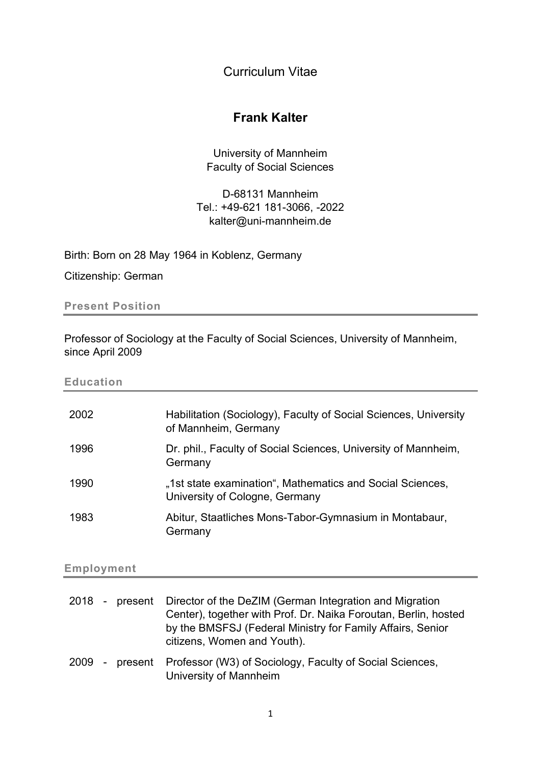# Curriculum Vitae

## Frank Kalter

University of Mannheim
Faculty of Social Sciences

D-68131 Mannheim
Tel.: +49-621 181-3066, -2022
kalter@uni-mannheim.de

Birth: Born on 28 May 1964 in Koblenz, Germany

Citizenship: German

### Present Position

Professor of Sociology at the Faculty of Social Sciences, University of Mannheim, since April 2009

### Education

| | |
|---|---|
| 2002 | Habilitation (Sociology), Faculty of Social Sciences, University of Mannheim, Germany |
| 1996 | Dr. phil., Faculty of Social Sciences, University of Mannheim, Germany |
| 1990 | „1st state examination“, Mathematics and Social Sciences, University of Cologne, Germany |
| 1983 | Abitur, Staatliches Mons-Tabor-Gymnasium in Montabaur, Germany |

### Employment

| | |
|---|---|
| 2018 - present | Director of the DeZIM (German Integration and Migration Center), together with Prof. Dr. Naika Foroutan, Berlin, hosted by the BMSFSJ (Federal Ministry for Family Affairs, Senior citizens, Women and Youth). |
| 2009 - present | Professor (W3) of Sociology, Faculty of Social Sciences, University of Mannheim |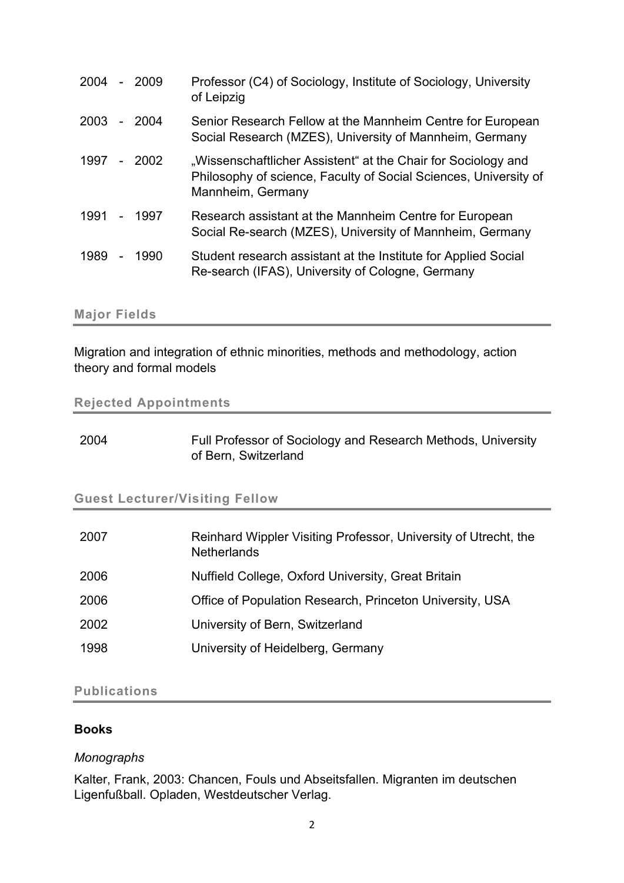| | |
|---|---|
| 2004 - 2009 | Professor (C4) of Sociology, Institute of Sociology, University of Leipzig |
| 2003 - 2004 | Senior Research Fellow at the Mannheim Centre for European Social Research (MZES), University of Mannheim, Germany |
| 1997 - 2002 | „Wissenschaftlicher Assistent“ at the Chair for Sociology and Philosophy of science, Faculty of Social Sciences, University of Mannheim, Germany |
| 1991 - 1997 | Research assistant at the Mannheim Centre for European Social Re-search (MZES), University of Mannheim, Germany |
| 1989 - 1990 | Student research assistant at the Institute for Applied Social Re-search (IFAS), University of Cologne, Germany |

## Major Fields

Migration and integration of ethnic minorities, methods and methodology, action theory and formal models

## Rejected Appointments

| | |
|---|---|
| 2004 | Full Professor of Sociology and Research Methods, University of Bern, Switzerland |

## Guest Lecturer/Visiting Fellow

| | |
|---|---|
| 2007 | Reinhard Wippler Visiting Professor, University of Utrecht, the Netherlands |
| 2006 | Nuffield College, Oxford University, Great Britain |
| 2006 | Office of Population Research, Princeton University, USA |
| 2002 | University of Bern, Switzerland |
| 1998 | University of Heidelberg, Germany |

## Publications

### Books

*Monographs*

Kalter, Frank, 2003: Chancen, Fouls und Abseitsfallen. Migranten im deutschen Ligenfußball. Opladen, Westdeutscher Verlag.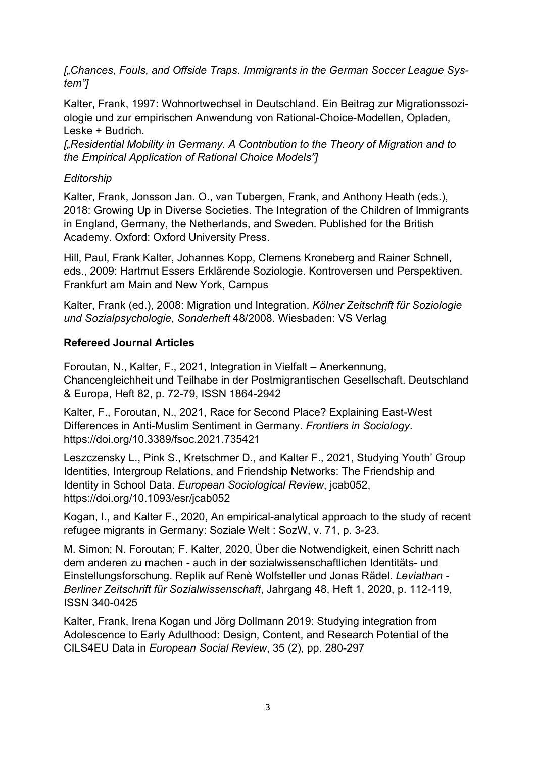*[„Chances, Fouls, and Offside Traps. Immigrants in the German Soccer League System"]*

Kalter, Frank, 1997: Wohnortwechsel in Deutschland. Ein Beitrag zur Migrationssoziologie und zur empirischen Anwendung von Rational-Choice-Modellen, Opladen, Leske + Budrich.
*[„Residential Mobility in Germany. A Contribution to the Theory of Migration and to the Empirical Application of Rational Choice Models"]*

*Editorship*

Kalter, Frank, Jonsson Jan. O., van Tubergen, Frank, and Anthony Heath (eds.), 2018: Growing Up in Diverse Societies. The Integration of the Children of Immigrants in England, Germany, the Netherlands, and Sweden. Published for the British Academy. Oxford: Oxford University Press.

Hill, Paul, Frank Kalter, Johannes Kopp, Clemens Kroneberg and Rainer Schnell, eds., 2009: Hartmut Essers Erklärende Soziologie. Kontroversen und Perspektiven. Frankfurt am Main and New York, Campus

Kalter, Frank (ed.), 2008: Migration und Integration. *Kölner Zeitschrift für Soziologie und Sozialpsychologie*, *Sonderheft* 48/2008. Wiesbaden: VS Verlag

**Refereed Journal Articles**

Foroutan, N., Kalter, F., 2021, Integration in Vielfalt – Anerkennung, Chancengleichheit und Teilhabe in der Postmigrantischen Gesellschaft. Deutschland & Europa, Heft 82, p. 72-79, ISSN 1864-2942

Kalter, F., Foroutan, N., 2021, Race for Second Place? Explaining East-West Differences in Anti-Muslim Sentiment in Germany. *Frontiers in Sociology*. https://doi.org/10.3389/fsoc.2021.735421

Leszczensky L., Pink S., Kretschmer D., and Kalter F., 2021, Studying Youth' Group Identities, Intergroup Relations, and Friendship Networks: The Friendship and Identity in School Data. *European Sociological Review*, jcab052, https://doi.org/10.1093/esr/jcab052

Kogan, I., and Kalter F., 2020, An empirical-analytical approach to the study of recent refugee migrants in Germany: Soziale Welt : SozW, v. 71, p. 3-23.

M. Simon; N. Foroutan; F. Kalter, 2020, Über die Notwendigkeit, einen Schritt nach dem anderen zu machen - auch in der sozialwissenschaftlichen Identitäts- und Einstellungsforschung. Replik auf Renè Wolfsteller und Jonas Rädel. *Leviathan - Berliner Zeitschrift für Sozialwissenschaft*, Jahrgang 48, Heft 1, 2020, p. 112-119, ISSN 340-0425

Kalter, Frank, Irena Kogan und Jörg Dollmann 2019: Studying integration from Adolescence to Early Adulthood: Design, Content, and Research Potential of the CILS4EU Data in *European Social Review*, 35 (2), pp. 280-297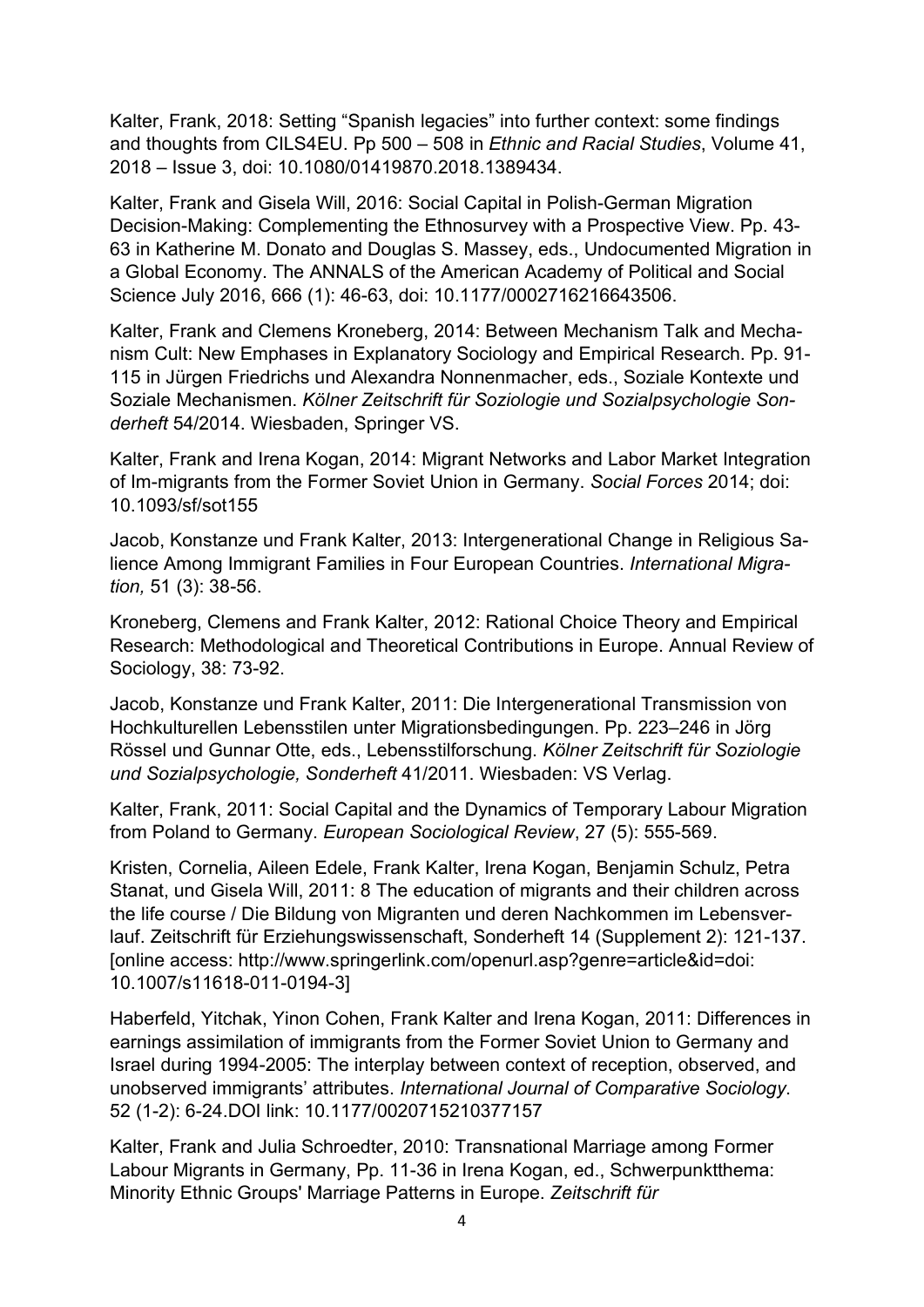Kalter, Frank, 2018: Setting “Spanish legacies” into further context: some findings and thoughts from CILS4EU. Pp 500 – 508 in *Ethnic and Racial Studies*, Volume 41, 2018 – Issue 3, doi: 10.1080/01419870.2018.1389434.

Kalter, Frank and Gisela Will, 2016: Social Capital in Polish-German Migration Decision-Making: Complementing the Ethnosurvey with a Prospective View. Pp. 43-63 in Katherine M. Donato and Douglas S. Massey, eds., Undocumented Migration in a Global Economy. The ANNALS of the American Academy of Political and Social Science July 2016, 666 (1): 46-63, doi: 10.1177/0002716216643506.

Kalter, Frank and Clemens Kroneberg, 2014: Between Mechanism Talk and Mechanism Cult: New Emphases in Explanatory Sociology and Empirical Research. Pp. 91-115 in Jürgen Friedrichs und Alexandra Nonnenmacher, eds., Soziale Kontexte und Soziale Mechanismen. *Kölner Zeitschrift für Soziologie und Sozialpsychologie Sonderheft* 54/2014. Wiesbaden, Springer VS.

Kalter, Frank and Irena Kogan, 2014: Migrant Networks and Labor Market Integration of Im-migrants from the Former Soviet Union in Germany. *Social Forces* 2014; doi: 10.1093/sf/sot155

Jacob, Konstanze und Frank Kalter, 2013: Intergenerational Change in Religious Salience Among Immigrant Families in Four European Countries. *International Migration,* 51 (3): 38-56.

Kroneberg, Clemens and Frank Kalter, 2012: Rational Choice Theory and Empirical Research: Methodological and Theoretical Contributions in Europe. Annual Review of Sociology, 38: 73-92.

Jacob, Konstanze und Frank Kalter, 2011: Die Intergenerational Transmission von Hochkulturellen Lebensstilen unter Migrationsbedingungen. Pp. 223–246 in Jörg Rössel und Gunnar Otte, eds., Lebensstilforschung. *Kölner Zeitschrift für Soziologie und Sozialpsychologie, Sonderheft* 41/2011. Wiesbaden: VS Verlag.

Kalter, Frank, 2011: Social Capital and the Dynamics of Temporary Labour Migration from Poland to Germany. *European Sociological Review*, 27 (5): 555-569.

Kristen, Cornelia, Aileen Edele, Frank Kalter, Irena Kogan, Benjamin Schulz, Petra Stanat, und Gisela Will, 2011: 8 The education of migrants and their children across the life course / Die Bildung von Migranten und deren Nachkommen im Lebensverlauf. Zeitschrift für Erziehungswissenschaft, Sonderheft 14 (Supplement 2): 121-137. [online access: http://www.springerlink.com/openurl.asp?genre=article&id=doi: 10.1007/s11618-011-0194-3]

Haberfeld, Yitchak, Yinon Cohen, Frank Kalter and Irena Kogan, 2011: Differences in earnings assimilation of immigrants from the Former Soviet Union to Germany and Israel during 1994-2005: The interplay between context of reception, observed, and unobserved immigrants’ attributes. *International Journal of Comparative Sociology.* 52 (1-2): 6-24.DOI link: 10.1177/0020715210377157

Kalter, Frank and Julia Schroedter, 2010: Transnational Marriage among Former Labour Migrants in Germany, Pp. 11-36 in Irena Kogan, ed., Schwerpunktthema: Minority Ethnic Groups' Marriage Patterns in Europe. *Zeitschrift für*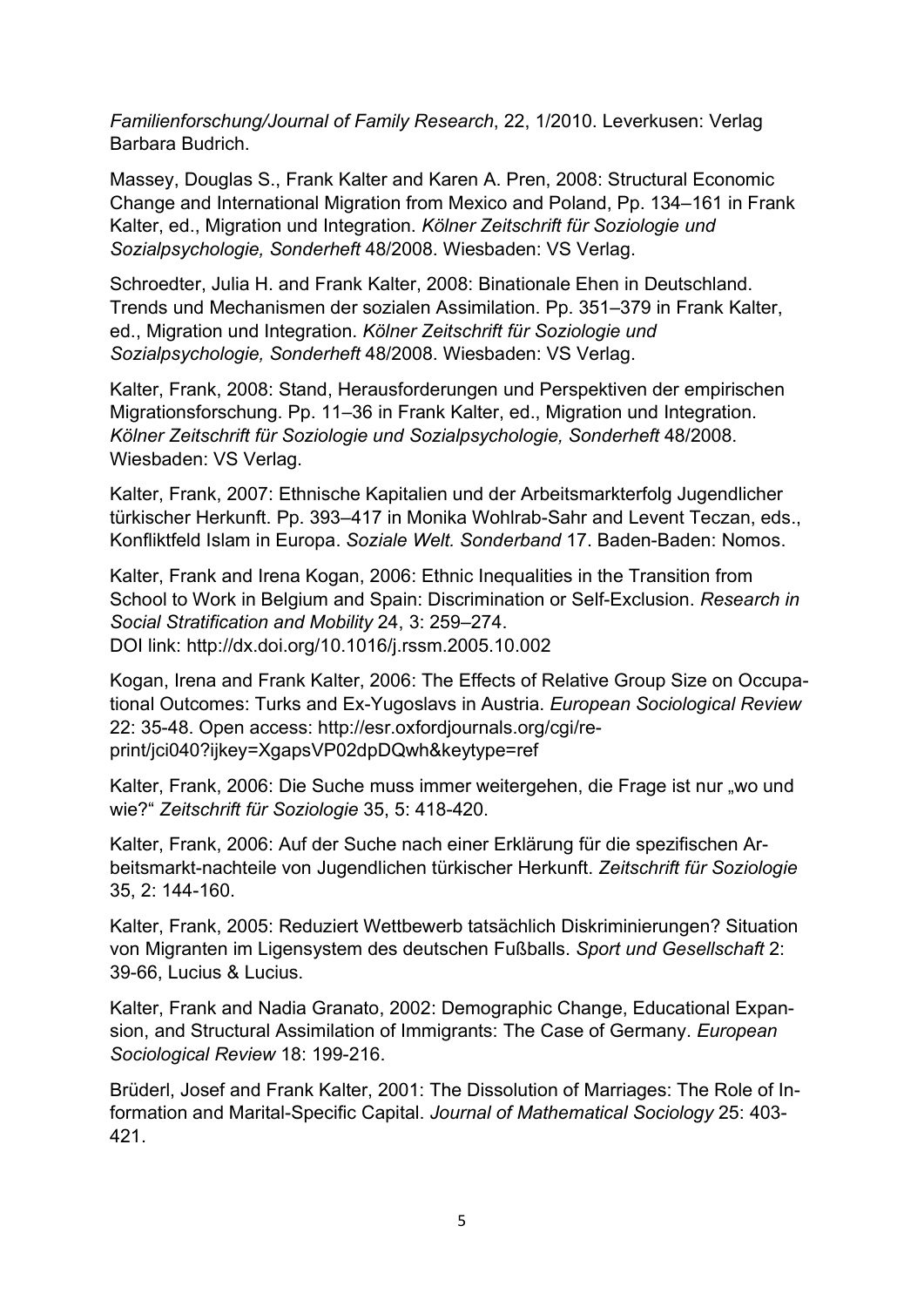*Familienforschung/Journal of Family Research*, 22, 1/2010. Leverkusen: Verlag Barbara Budrich.

Massey, Douglas S., Frank Kalter and Karen A. Pren, 2008: Structural Economic Change and International Migration from Mexico and Poland, Pp. 134–161 in Frank Kalter, ed., Migration und Integration. *Kölner Zeitschrift für Soziologie und Sozialpsychologie, Sonderheft* 48/2008. Wiesbaden: VS Verlag.

Schroedter, Julia H. and Frank Kalter, 2008: Binationale Ehen in Deutschland. Trends und Mechanismen der sozialen Assimilation. Pp. 351–379 in Frank Kalter, ed., Migration und Integration. *Kölner Zeitschrift für Soziologie und Sozialpsychologie, Sonderheft* 48/2008. Wiesbaden: VS Verlag.

Kalter, Frank, 2008: Stand, Herausforderungen und Perspektiven der empirischen Migrationsforschung. Pp. 11–36 in Frank Kalter, ed., Migration und Integration. *Kölner Zeitschrift für Soziologie und Sozialpsychologie, Sonderheft* 48/2008. Wiesbaden: VS Verlag.

Kalter, Frank, 2007: Ethnische Kapitalien und der Arbeitsmarkterfolg Jugendlicher türkischer Herkunft. Pp. 393–417 in Monika Wohlrab-Sahr and Levent Teczan, eds., Konfliktfeld Islam in Europa. *Soziale Welt. Sonderband* 17. Baden-Baden: Nomos.

Kalter, Frank and Irena Kogan, 2006: Ethnic Inequalities in the Transition from School to Work in Belgium and Spain: Discrimination or Self-Exclusion. *Research in Social Stratification and Mobility* 24, 3: 259–274.
DOI link: http://dx.doi.org/10.1016/j.rssm.2005.10.002

Kogan, Irena and Frank Kalter, 2006: The Effects of Relative Group Size on Occupational Outcomes: Turks and Ex-Yugoslavs in Austria. *European Sociological Review* 22: 35-48. Open access: http://esr.oxfordjournals.org/cgi/reprint/jci040?ijkey=XgapsVP02dpDQwh&keytype=ref

Kalter, Frank, 2006: Die Suche muss immer weitergehen, die Frage ist nur „wo und wie?“ *Zeitschrift für Soziologie* 35, 5: 418-420.

Kalter, Frank, 2006: Auf der Suche nach einer Erklärung für die spezifischen Arbeitsmarkt-nachteile von Jugendlichen türkischer Herkunft. *Zeitschrift für Soziologie* 35, 2: 144-160.

Kalter, Frank, 2005: Reduziert Wettbewerb tatsächlich Diskriminierungen? Situation von Migranten im Ligensystem des deutschen Fußballs. *Sport und Gesellschaft* 2: 39-66, Lucius & Lucius.

Kalter, Frank and Nadia Granato, 2002: Demographic Change, Educational Expansion, and Structural Assimilation of Immigrants: The Case of Germany. *European Sociological Review* 18: 199-216.

Brüderl, Josef and Frank Kalter, 2001: The Dissolution of Marriages: The Role of Information and Marital-Specific Capital. *Journal of Mathematical Sociology* 25: 403-421.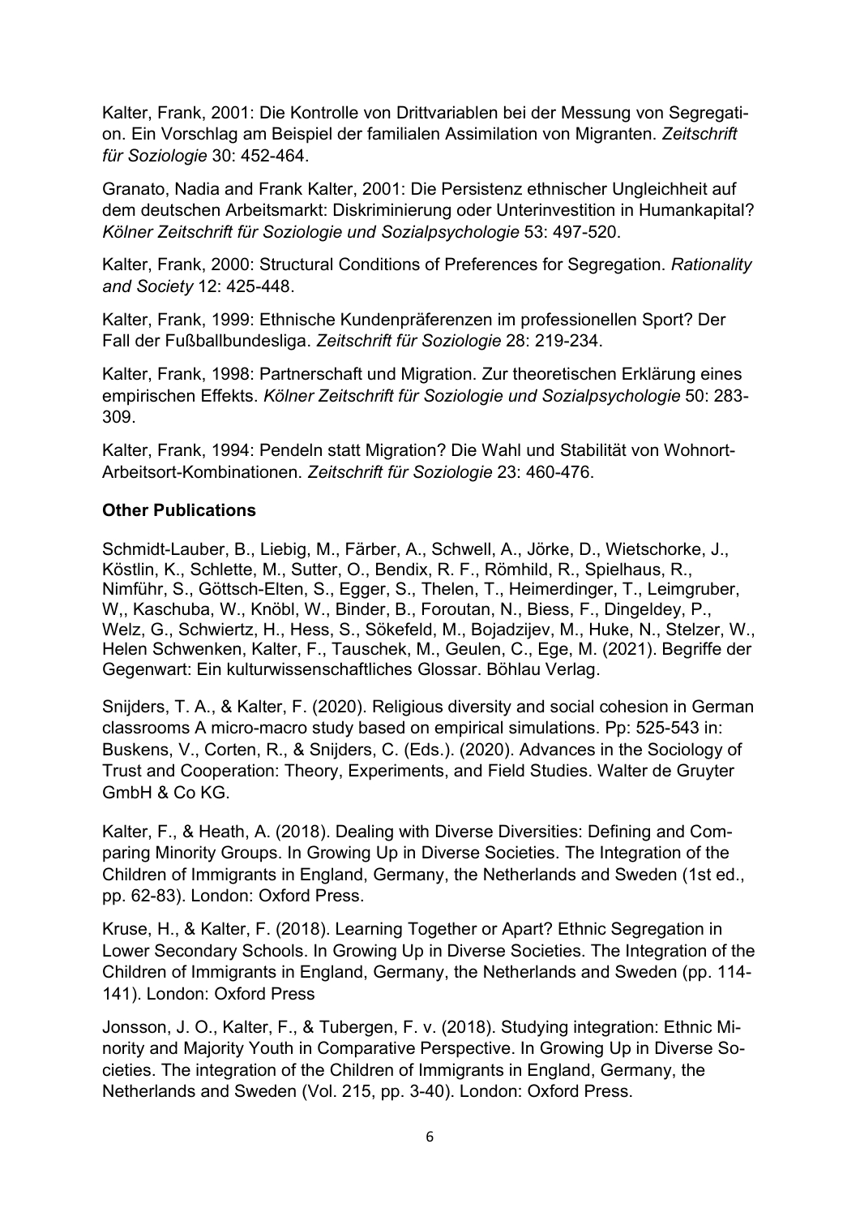Kalter, Frank, 2001: Die Kontrolle von Drittvariablen bei der Messung von Segregation. Ein Vorschlag am Beispiel der familialen Assimilation von Migranten. *Zeitschrift für Soziologie* 30: 452-464.

Granato, Nadia and Frank Kalter, 2001: Die Persistenz ethnischer Ungleichheit auf dem deutschen Arbeitsmarkt: Diskriminierung oder Unterinvestition in Humankapital? *Kölner Zeitschrift für Soziologie und Sozialpsychologie* 53: 497-520.

Kalter, Frank, 2000: Structural Conditions of Preferences for Segregation. *Rationality and Society* 12: 425-448.

Kalter, Frank, 1999: Ethnische Kundenpräferenzen im professionellen Sport? Der Fall der Fußballbundesliga. *Zeitschrift für Soziologie* 28: 219-234.

Kalter, Frank, 1998: Partnerschaft und Migration. Zur theoretischen Erklärung eines empirischen Effekts. *Kölner Zeitschrift für Soziologie und Sozialpsychologie* 50: 283-309.

Kalter, Frank, 1994: Pendeln statt Migration? Die Wahl und Stabilität von Wohnort-Arbeitsort-Kombinationen. *Zeitschrift für Soziologie* 23: 460-476.

**Other Publications**

Schmidt-Lauber, B., Liebig, M., Färber, A., Schwell, A., Jörke, D., Wietschorke, J., Köstlin, K., Schlette, M., Sutter, O., Bendix, R. F., Römhild, R., Spielhaus, R., Nimführ, S., Göttsch-Elten, S., Egger, S., Thelen, T., Heimerdinger, T., Leimgruber, W,, Kaschuba, W., Knöbl, W., Binder, B., Foroutan, N., Biess, F., Dingeldey, P., Welz, G., Schwiertz, H., Hess, S., Sökefeld, M., Bojadzijev, M., Huke, N., Stelzer, W., Helen Schwenken, Kalter, F., Tauschek, M., Geulen, C., Ege, M. (2021). Begriffe der Gegenwart: Ein kulturwissenschaftliches Glossar. Böhlau Verlag.

Snijders, T. A., & Kalter, F. (2020). Religious diversity and social cohesion in German classrooms A micro-macro study based on empirical simulations. Pp: 525-543 in: Buskens, V., Corten, R., & Snijders, C. (Eds.). (2020). Advances in the Sociology of Trust and Cooperation: Theory, Experiments, and Field Studies. Walter de Gruyter GmbH & Co KG.

Kalter, F., & Heath, A. (2018). Dealing with Diverse Diversities: Defining and Comparing Minority Groups. In Growing Up in Diverse Societies. The Integration of the Children of Immigrants in England, Germany, the Netherlands and Sweden (1st ed., pp. 62-83). London: Oxford Press.

Kruse, H., & Kalter, F. (2018). Learning Together or Apart? Ethnic Segregation in Lower Secondary Schools. In Growing Up in Diverse Societies. The Integration of the Children of Immigrants in England, Germany, the Netherlands and Sweden (pp. 114-141). London: Oxford Press

Jonsson, J. O., Kalter, F., & Tubergen, F. v. (2018). Studying integration: Ethnic Minority and Majority Youth in Comparative Perspective. In Growing Up in Diverse Societies. The integration of the Children of Immigrants in England, Germany, the Netherlands and Sweden (Vol. 215, pp. 3-40). London: Oxford Press.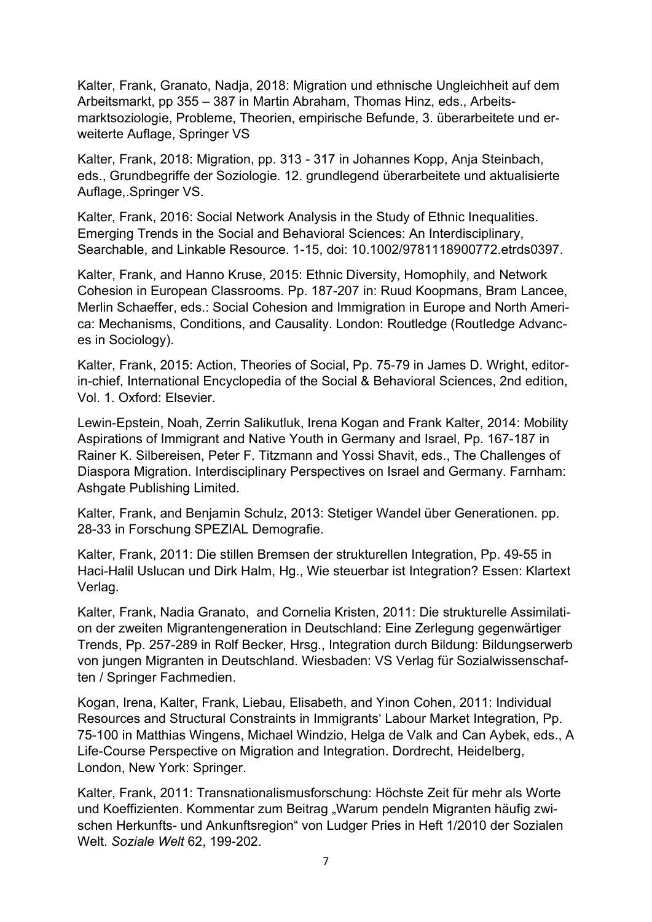Kalter, Frank, Granato, Nadja, 2018: Migration und ethnische Ungleichheit auf dem Arbeitsmarkt, pp 355 – 387 in Martin Abraham, Thomas Hinz, eds., Arbeitsmarktsoziologie, Probleme, Theorien, empirische Befunde, 3. überarbeitete und erweiterte Auflage, Springer VS

Kalter, Frank, 2018: Migration, pp. 313 - 317 in Johannes Kopp, Anja Steinbach, eds., Grundbegriffe der Soziologie. 12. grundlegend überarbeitete und aktualisierte Auflage,.Springer VS.

Kalter, Frank, 2016: Social Network Analysis in the Study of Ethnic Inequalities. Emerging Trends in the Social and Behavioral Sciences: An Interdisciplinary, Searchable, and Linkable Resource. 1-15, doi: 10.1002/9781118900772.etrds0397.

Kalter, Frank, and Hanno Kruse, 2015: Ethnic Diversity, Homophily, and Network Cohesion in European Classrooms. Pp. 187-207 in: Ruud Koopmans, Bram Lancee, Merlin Schaeffer, eds.: Social Cohesion and Immigration in Europe and North America: Mechanisms, Conditions, and Causality. London: Routledge (Routledge Advances in Sociology).

Kalter, Frank, 2015: Action, Theories of Social, Pp. 75-79 in James D. Wright, editor-in-chief, International Encyclopedia of the Social & Behavioral Sciences, 2nd edition, Vol. 1. Oxford: Elsevier.

Lewin-Epstein, Noah, Zerrin Salikutluk, Irena Kogan and Frank Kalter, 2014: Mobility Aspirations of Immigrant and Native Youth in Germany and Israel, Pp. 167-187 in Rainer K. Silbereisen, Peter F. Titzmann and Yossi Shavit, eds., The Challenges of Diaspora Migration. Interdisciplinary Perspectives on Israel and Germany. Farnham: Ashgate Publishing Limited.

Kalter, Frank, and Benjamin Schulz, 2013: Stetiger Wandel über Generationen. pp. 28-33 in Forschung SPEZIAL Demografie.

Kalter, Frank, 2011: Die stillen Bremsen der strukturellen Integration, Pp. 49-55 in Haci-Halil Uslucan und Dirk Halm, Hg., Wie steuerbar ist Integration? Essen: Klartext Verlag.

Kalter, Frank, Nadia Granato, and Cornelia Kristen, 2011: Die strukturelle Assimilation der zweiten Migrantengeneration in Deutschland: Eine Zerlegung gegenwärtiger Trends, Pp. 257-289 in Rolf Becker, Hrsg., Integration durch Bildung: Bildungserwerb von jungen Migranten in Deutschland. Wiesbaden: VS Verlag für Sozialwissenschaften / Springer Fachmedien.

Kogan, Irena, Kalter, Frank, Liebau, Elisabeth, and Yinon Cohen, 2011: Individual Resources and Structural Constraints in Immigrants‘ Labour Market Integration, Pp. 75-100 in Matthias Wingens, Michael Windzio, Helga de Valk and Can Aybek, eds., A Life-Course Perspective on Migration and Integration. Dordrecht, Heidelberg, London, New York: Springer.

Kalter, Frank, 2011: Transnationalismusforschung: Höchste Zeit für mehr als Worte und Koeffizienten. Kommentar zum Beitrag „Warum pendeln Migranten häufig zwischen Herkunfts- und Ankunftsregion" von Ludger Pries in Heft 1/2010 der Sozialen Welt. *Soziale Welt* 62, 199-202.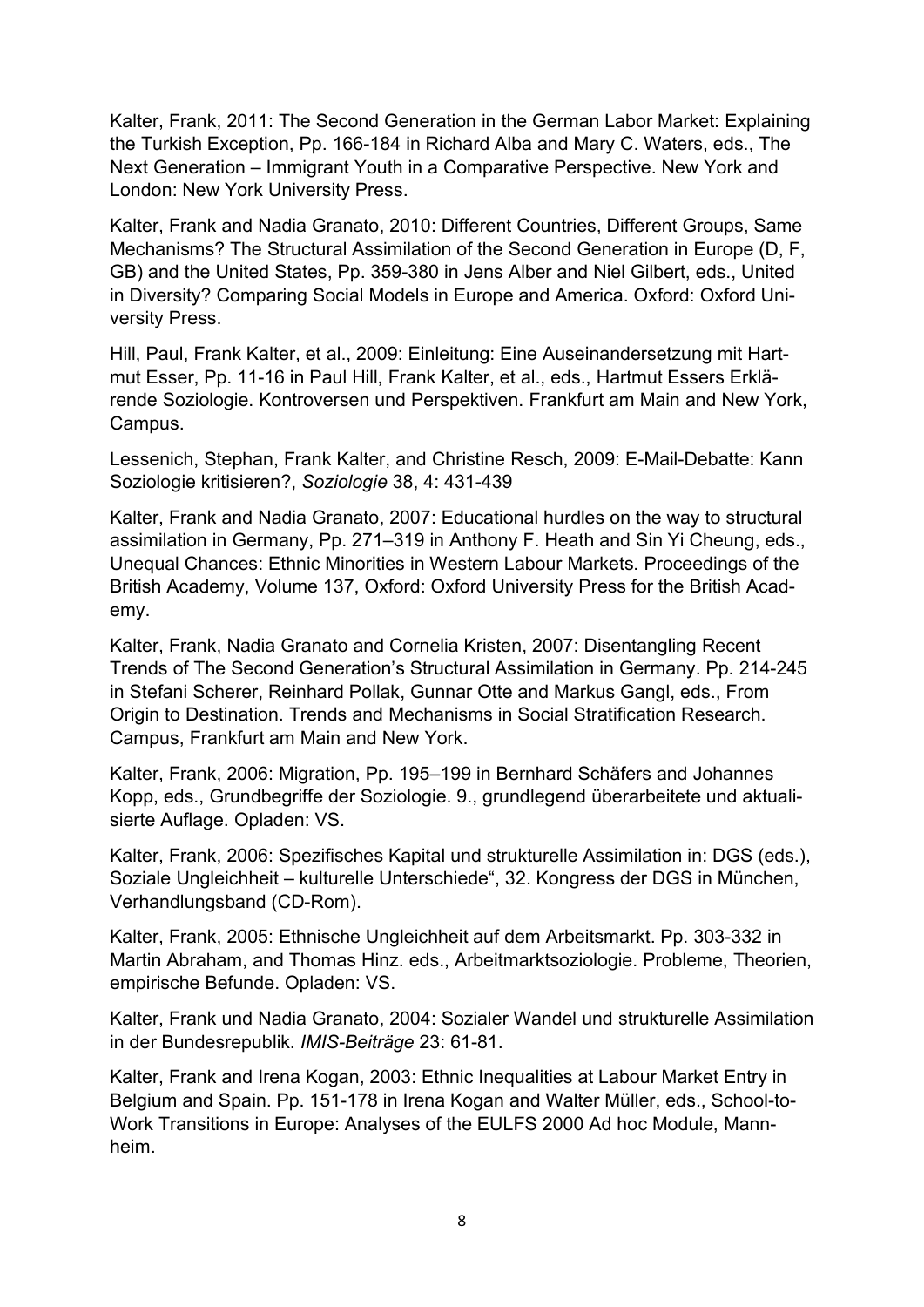Kalter, Frank, 2011: The Second Generation in the German Labor Market: Explaining the Turkish Exception, Pp. 166-184 in Richard Alba and Mary C. Waters, eds., The Next Generation – Immigrant Youth in a Comparative Perspective. New York and London: New York University Press.

Kalter, Frank and Nadia Granato, 2010: Different Countries, Different Groups, Same Mechanisms? The Structural Assimilation of the Second Generation in Europe (D, F, GB) and the United States, Pp. 359-380 in Jens Alber and Niel Gilbert, eds., United in Diversity? Comparing Social Models in Europe and America. Oxford: Oxford University Press.

Hill, Paul, Frank Kalter, et al., 2009: Einleitung: Eine Auseinandersetzung mit Hartmut Esser, Pp. 11-16 in Paul Hill, Frank Kalter, et al., eds., Hartmut Essers Erklärende Soziologie. Kontroversen und Perspektiven. Frankfurt am Main and New York, Campus.

Lessenich, Stephan, Frank Kalter, and Christine Resch, 2009: E-Mail-Debatte: Kann Soziologie kritisieren?, *Soziologie* 38, 4: 431-439

Kalter, Frank and Nadia Granato, 2007: Educational hurdles on the way to structural assimilation in Germany, Pp. 271–319 in Anthony F. Heath and Sin Yi Cheung, eds., Unequal Chances: Ethnic Minorities in Western Labour Markets. Proceedings of the British Academy, Volume 137, Oxford: Oxford University Press for the British Academy.

Kalter, Frank, Nadia Granato and Cornelia Kristen, 2007: Disentangling Recent Trends of The Second Generation's Structural Assimilation in Germany. Pp. 214-245 in Stefani Scherer, Reinhard Pollak, Gunnar Otte and Markus Gangl, eds., From Origin to Destination. Trends and Mechanisms in Social Stratification Research. Campus, Frankfurt am Main and New York.

Kalter, Frank, 2006: Migration, Pp. 195–199 in Bernhard Schäfers and Johannes Kopp, eds., Grundbegriffe der Soziologie. 9., grundlegend überarbeitete und aktualisierte Auflage. Opladen: VS.

Kalter, Frank, 2006: Spezifisches Kapital und strukturelle Assimilation in: DGS (eds.), Soziale Ungleichheit – kulturelle Unterschiede", 32. Kongress der DGS in München, Verhandlungsband (CD-Rom).

Kalter, Frank, 2005: Ethnische Ungleichheit auf dem Arbeitsmarkt. Pp. 303-332 in Martin Abraham, and Thomas Hinz. eds., Arbeitmarktsoziologie. Probleme, Theorien, empirische Befunde. Opladen: VS.

Kalter, Frank und Nadia Granato, 2004: Sozialer Wandel und strukturelle Assimilation in der Bundesrepublik. *IMIS-Beiträge* 23: 61-81.

Kalter, Frank and Irena Kogan, 2003: Ethnic Inequalities at Labour Market Entry in Belgium and Spain. Pp. 151-178 in Irena Kogan and Walter Müller, eds., School-to-Work Transitions in Europe: Analyses of the EULFS 2000 Ad hoc Module, Mannheim.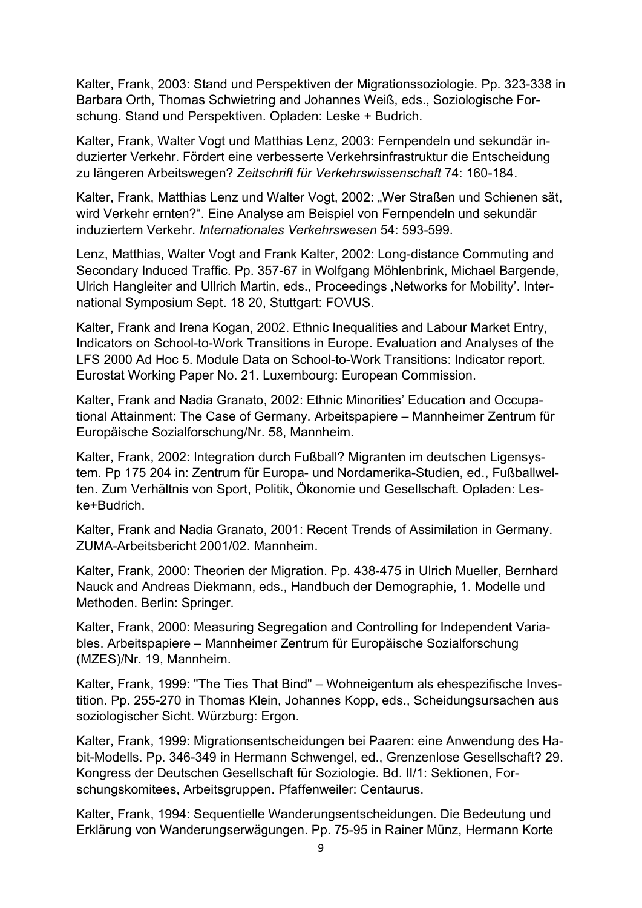Kalter, Frank, 2003: Stand und Perspektiven der Migrationssoziologie. Pp. 323-338 in Barbara Orth, Thomas Schwietring and Johannes Weiß, eds., Soziologische Forschung. Stand und Perspektiven. Opladen: Leske + Budrich.

Kalter, Frank, Walter Vogt und Matthias Lenz, 2003: Fernpendeln und sekundär induzierter Verkehr. Fördert eine verbesserte Verkehrsinfrastruktur die Entscheidung zu längeren Arbeitswegen? *Zeitschrift für Verkehrswissenschaft* 74: 160-184.

Kalter, Frank, Matthias Lenz und Walter Vogt, 2002: „Wer Straßen und Schienen sät, wird Verkehr ernten?". Eine Analyse am Beispiel von Fernpendeln und sekundär induziertem Verkehr. *Internationales Verkehrswesen* 54: 593-599.

Lenz, Matthias, Walter Vogt and Frank Kalter, 2002: Long-distance Commuting and Secondary Induced Traffic. Pp. 357-67 in Wolfgang Möhlenbrink, Michael Bargende, Ulrich Hangleiter and Ullrich Martin, eds., Proceedings 'Networks for Mobility'. International Symposium Sept. 18 20, Stuttgart: FOVUS.

Kalter, Frank and Irena Kogan, 2002. Ethnic Inequalities and Labour Market Entry, Indicators on School-to-Work Transitions in Europe. Evaluation and Analyses of the LFS 2000 Ad Hoc 5. Module Data on School-to-Work Transitions: Indicator report. Eurostat Working Paper No. 21. Luxembourg: European Commission.

Kalter, Frank and Nadia Granato, 2002: Ethnic Minorities' Education and Occupational Attainment: The Case of Germany. Arbeitspapiere – Mannheimer Zentrum für Europäische Sozialforschung/Nr. 58, Mannheim.

Kalter, Frank, 2002: Integration durch Fußball? Migranten im deutschen Ligensystem. Pp 175 204 in: Zentrum für Europa- und Nordamerika-Studien, ed., Fußballwelten. Zum Verhältnis von Sport, Politik, Ökonomie und Gesellschaft. Opladen: Leske+Budrich.

Kalter, Frank and Nadia Granato, 2001: Recent Trends of Assimilation in Germany. ZUMA-Arbeitsbericht 2001/02. Mannheim.

Kalter, Frank, 2000: Theorien der Migration. Pp. 438-475 in Ulrich Mueller, Bernhard Nauck and Andreas Diekmann, eds., Handbuch der Demographie, 1. Modelle und Methoden. Berlin: Springer.

Kalter, Frank, 2000: Measuring Segregation and Controlling for Independent Variables. Arbeitspapiere – Mannheimer Zentrum für Europäische Sozialforschung (MZES)/Nr. 19, Mannheim.

Kalter, Frank, 1999: "The Ties That Bind" – Wohneigentum als ehespezifische Investition. Pp. 255-270 in Thomas Klein, Johannes Kopp, eds., Scheidungsursachen aus soziologischer Sicht. Würzburg: Ergon.

Kalter, Frank, 1999: Migrationsentscheidungen bei Paaren: eine Anwendung des Habit-Modells. Pp. 346-349 in Hermann Schwengel, ed., Grenzenlose Gesellschaft? 29. Kongress der Deutschen Gesellschaft für Soziologie. Bd. II/1: Sektionen, Forschungskomitees, Arbeitsgruppen. Pfaffenweiler: Centaurus.

Kalter, Frank, 1994: Sequentielle Wanderungsentscheidungen. Die Bedeutung und Erklärung von Wanderungserwägungen. Pp. 75-95 in Rainer Münz, Hermann Korte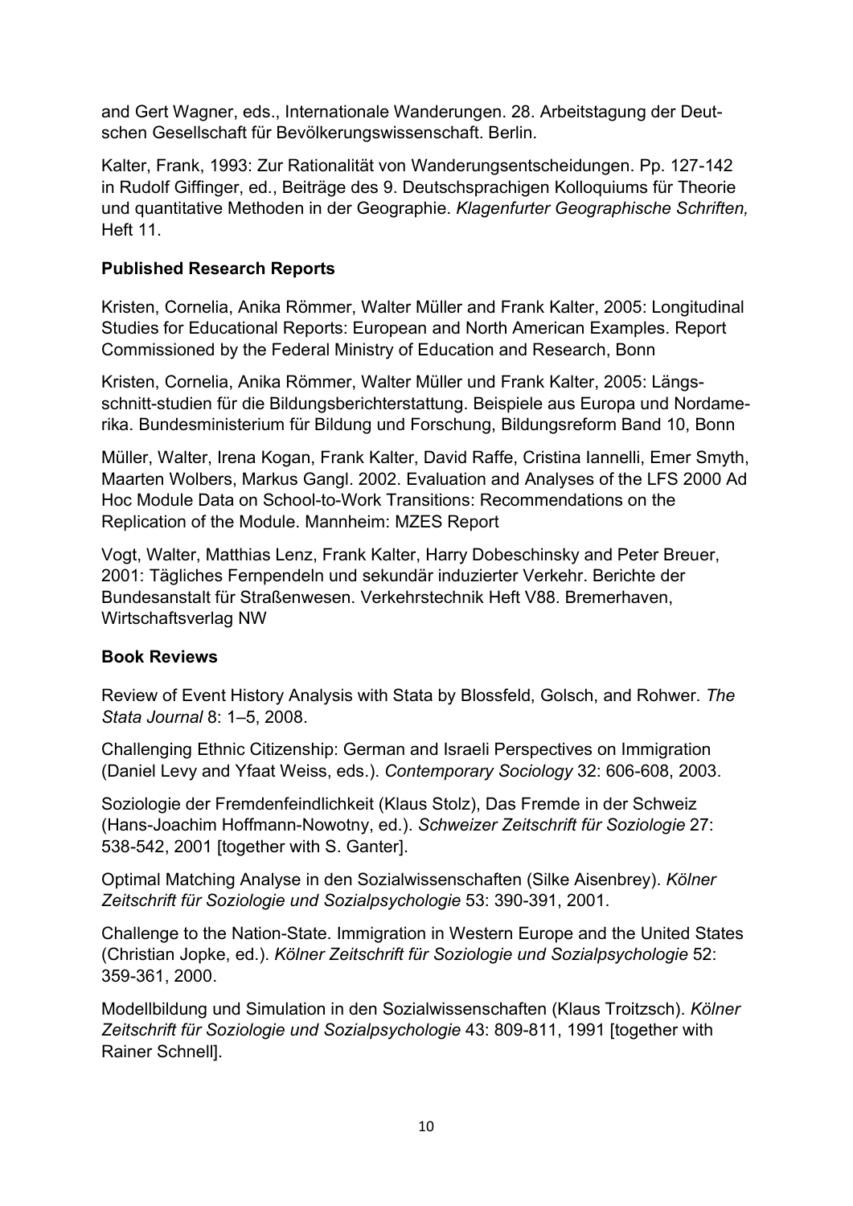and Gert Wagner, eds., Internationale Wanderungen. 28. Arbeitstagung der Deutschen Gesellschaft für Bevölkerungswissenschaft. Berlin.

Kalter, Frank, 1993: Zur Rationalität von Wanderungsentscheidungen. Pp. 127-142 in Rudolf Giffinger, ed., Beiträge des 9. Deutschsprachigen Kolloquiums für Theorie und quantitative Methoden in der Geographie. *Klagenfurter Geographische Schriften,* Heft 11.

**Published Research Reports**

Kristen, Cornelia, Anika Römmer, Walter Müller and Frank Kalter, 2005: Longitudinal Studies for Educational Reports: European and North American Examples. Report Commissioned by the Federal Ministry of Education and Research, Bonn

Kristen, Cornelia, Anika Römmer, Walter Müller und Frank Kalter, 2005: Längsschnitt-studien für die Bildungsberichterstattung. Beispiele aus Europa und Nordamerika. Bundesministerium für Bildung und Forschung, Bildungsreform Band 10, Bonn

Müller, Walter, Irena Kogan, Frank Kalter, David Raffe, Cristina Iannelli, Emer Smyth, Maarten Wolbers, Markus Gangl. 2002. Evaluation and Analyses of the LFS 2000 Ad Hoc Module Data on School-to-Work Transitions: Recommendations on the Replication of the Module. Mannheim: MZES Report

Vogt, Walter, Matthias Lenz, Frank Kalter, Harry Dobeschinsky and Peter Breuer, 2001: Tägliches Fernpendeln und sekundär induzierter Verkehr. Berichte der Bundesanstalt für Straßenwesen. Verkehrstechnik Heft V88. Bremerhaven, Wirtschaftsverlag NW

**Book Reviews**

Review of Event History Analysis with Stata by Blossfeld, Golsch, and Rohwer. *The Stata Journal* 8: 1–5, 2008.

Challenging Ethnic Citizenship: German and Israeli Perspectives on Immigration (Daniel Levy and Yfaat Weiss, eds.). *Contemporary Sociology* 32: 606-608, 2003.

Soziologie der Fremdenfeindlichkeit (Klaus Stolz), Das Fremde in der Schweiz (Hans-Joachim Hoffmann-Nowotny, ed.). *Schweizer Zeitschrift für Soziologie* 27: 538-542, 2001 [together with S. Ganter].

Optimal Matching Analyse in den Sozialwissenschaften (Silke Aisenbrey). *Kölner Zeitschrift für Soziologie und Sozialpsychologie* 53: 390-391, 2001.

Challenge to the Nation-State. Immigration in Western Europe and the United States (Christian Jopke, ed.). *Kölner Zeitschrift für Soziologie und Sozialpsychologie* 52: 359-361, 2000.

Modellbildung und Simulation in den Sozialwissenschaften (Klaus Troitzsch). *Kölner Zeitschrift für Soziologie und Sozialpsychologie* 43: 809-811, 1991 [together with Rainer Schnell].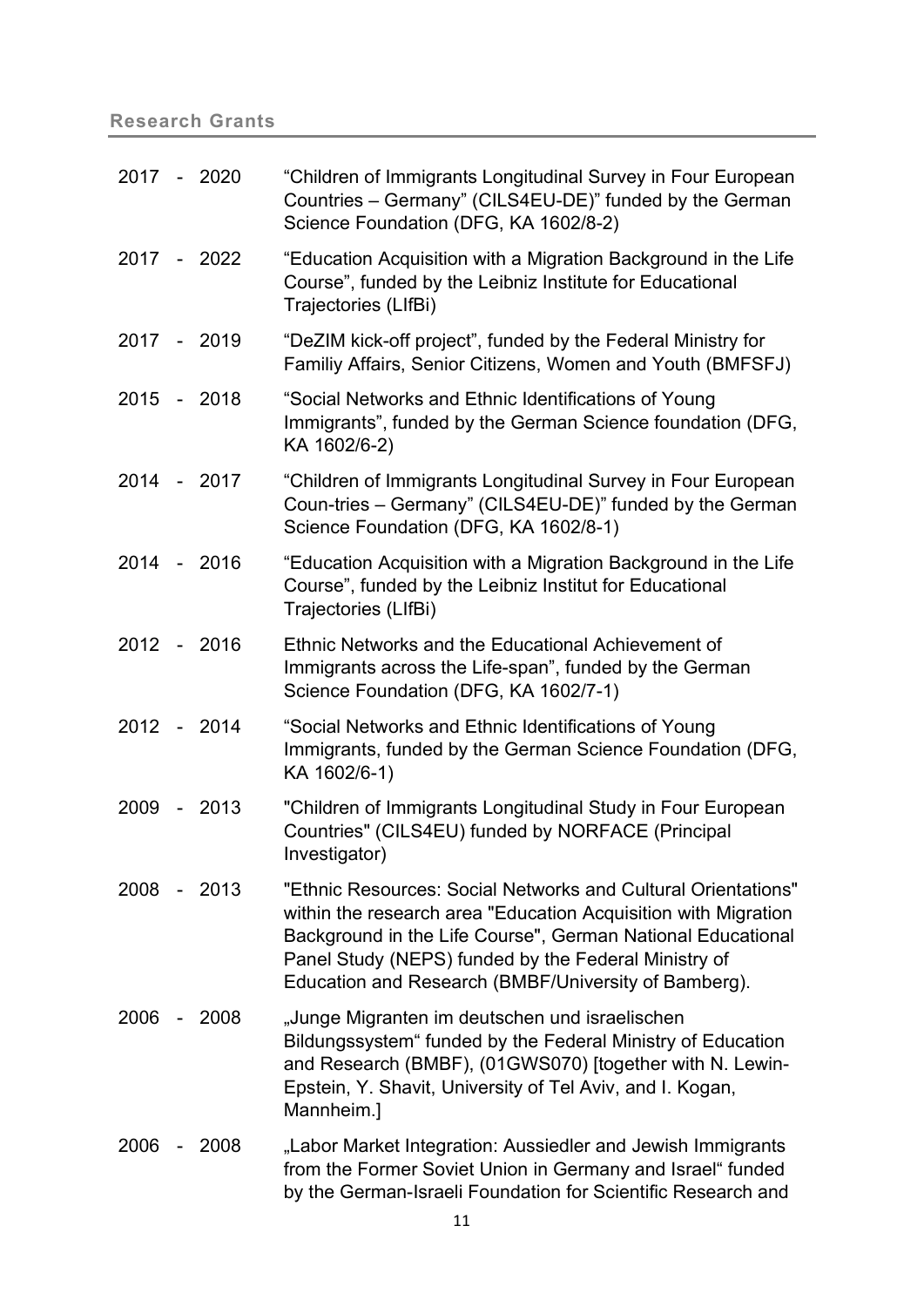## Research Grants

2017 - 2020 "Children of Immigrants Longitudinal Survey in Four European Countries – Germany" (CILS4EU-DE)" funded by the German Science Foundation (DFG, KA 1602/8-2)

2017 - 2022 "Education Acquisition with a Migration Background in the Life Course", funded by the Leibniz Institute for Educational Trajectories (LIfBi)

2017 - 2019 "DeZIM kick-off project", funded by the Federal Ministry for Familiy Affairs, Senior Citizens, Women and Youth (BMFSFJ)

2015 - 2018 "Social Networks and Ethnic Identifications of Young Immigrants", funded by the German Science foundation (DFG, KA 1602/6-2)

2014 - 2017 "Children of Immigrants Longitudinal Survey in Four European Coun-tries – Germany" (CILS4EU-DE)" funded by the German Science Foundation (DFG, KA 1602/8-1)

2014 - 2016 "Education Acquisition with a Migration Background in the Life Course", funded by the Leibniz Institut for Educational Trajectories (LIfBi)

2012 - 2016 Ethnic Networks and the Educational Achievement of Immigrants across the Life-span", funded by the German Science Foundation (DFG, KA 1602/7-1)

2012 - 2014 "Social Networks and Ethnic Identifications of Young Immigrants, funded by the German Science Foundation (DFG, KA 1602/6-1)

2009 - 2013 "Children of Immigrants Longitudinal Study in Four European Countries" (CILS4EU) funded by NORFACE (Principal Investigator)

2008 - 2013 "Ethnic Resources: Social Networks and Cultural Orientations" within the research area "Education Acquisition with Migration Background in the Life Course", German National Educational Panel Study (NEPS) funded by the Federal Ministry of Education and Research (BMBF/University of Bamberg).

2006 - 2008 „Junge Migranten im deutschen und israelischen Bildungssystem" funded by the Federal Ministry of Education and Research (BMBF), (01GWS070) [together with N. Lewin-Epstein, Y. Shavit, University of Tel Aviv, and I. Kogan, Mannheim.]

2006 - 2008 „Labor Market Integration: Aussiedler and Jewish Immigrants from the Former Soviet Union in Germany and Israel" funded by the German-Israeli Foundation for Scientific Research and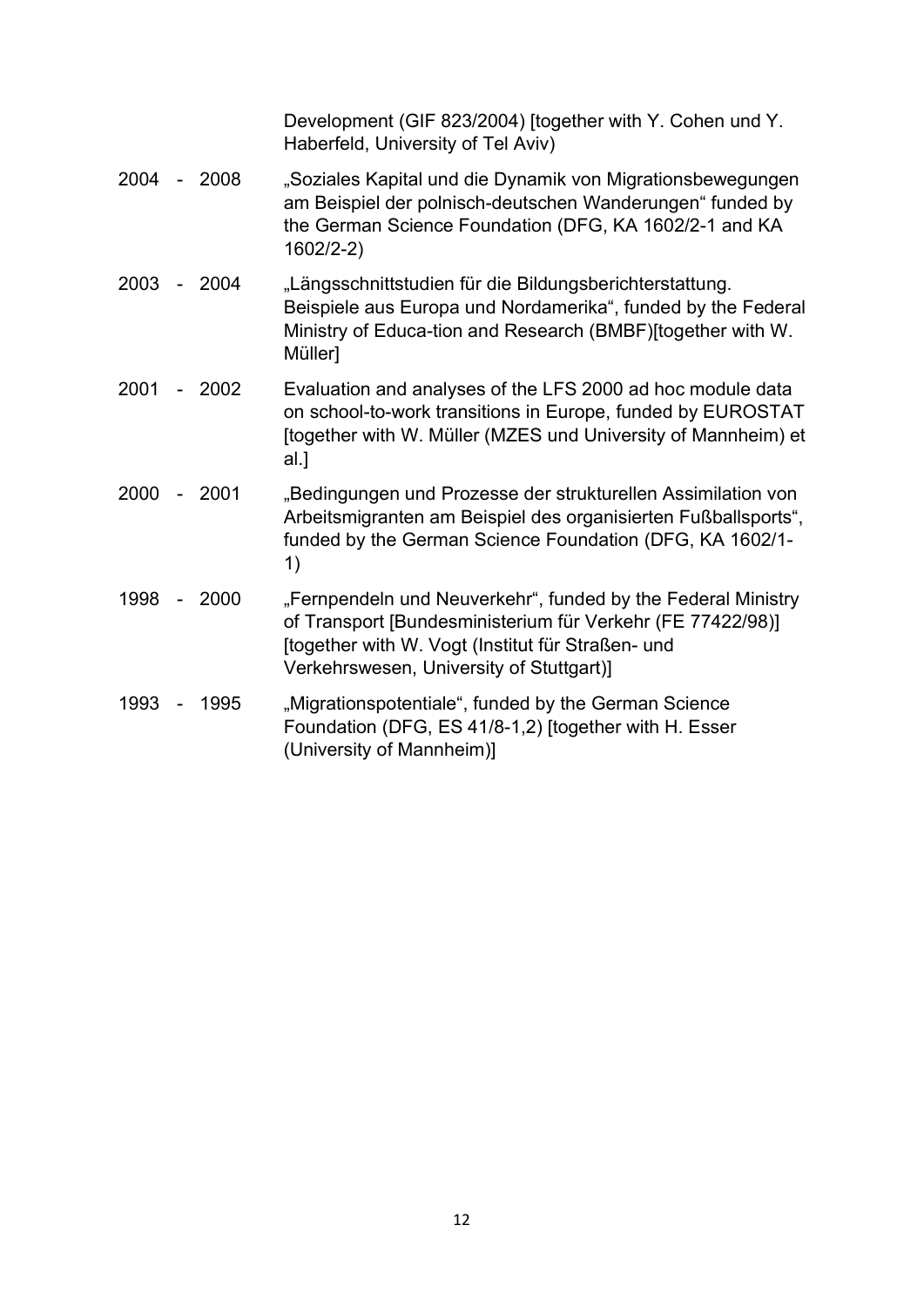Development (GIF 823/2004) [together with Y. Cohen und Y. Haberfeld, University of Tel Aviv)

| | |
|---|---|
| 2004 - 2008 | „Soziales Kapital und die Dynamik von Migrationsbewegungen am Beispiel der polnisch-deutschen Wanderungen" funded by the German Science Foundation (DFG, KA 1602/2-1 and KA 1602/2-2) |
| 2003 - 2004 | „Längsschnittstudien für die Bildungsberichterstattung. Beispiele aus Europa und Nordamerika", funded by the Federal Ministry of Educa-tion and Research (BMBF)[together with W. Müller] |
| 2001 - 2002 | Evaluation and analyses of the LFS 2000 ad hoc module data on school-to-work transitions in Europe, funded by EUROSTAT [together with W. Müller (MZES und University of Mannheim) et al.] |
| 2000 - 2001 | „Bedingungen und Prozesse der strukturellen Assimilation von Arbeitsmigranten am Beispiel des organisierten Fußballsports", funded by the German Science Foundation (DFG, KA 1602/1-1) |
| 1998 - 2000 | „Fernpendeln und Neuverkehr", funded by the Federal Ministry of Transport [Bundesministerium für Verkehr (FE 77422/98)] [together with W. Vogt (Institut für Straßen- und Verkehrswesen, University of Stuttgart)] |
| 1993 - 1995 | „Migrationspotentiale", funded by the German Science Foundation (DFG, ES 41/8-1,2) [together with H. Esser (University of Mannheim)] |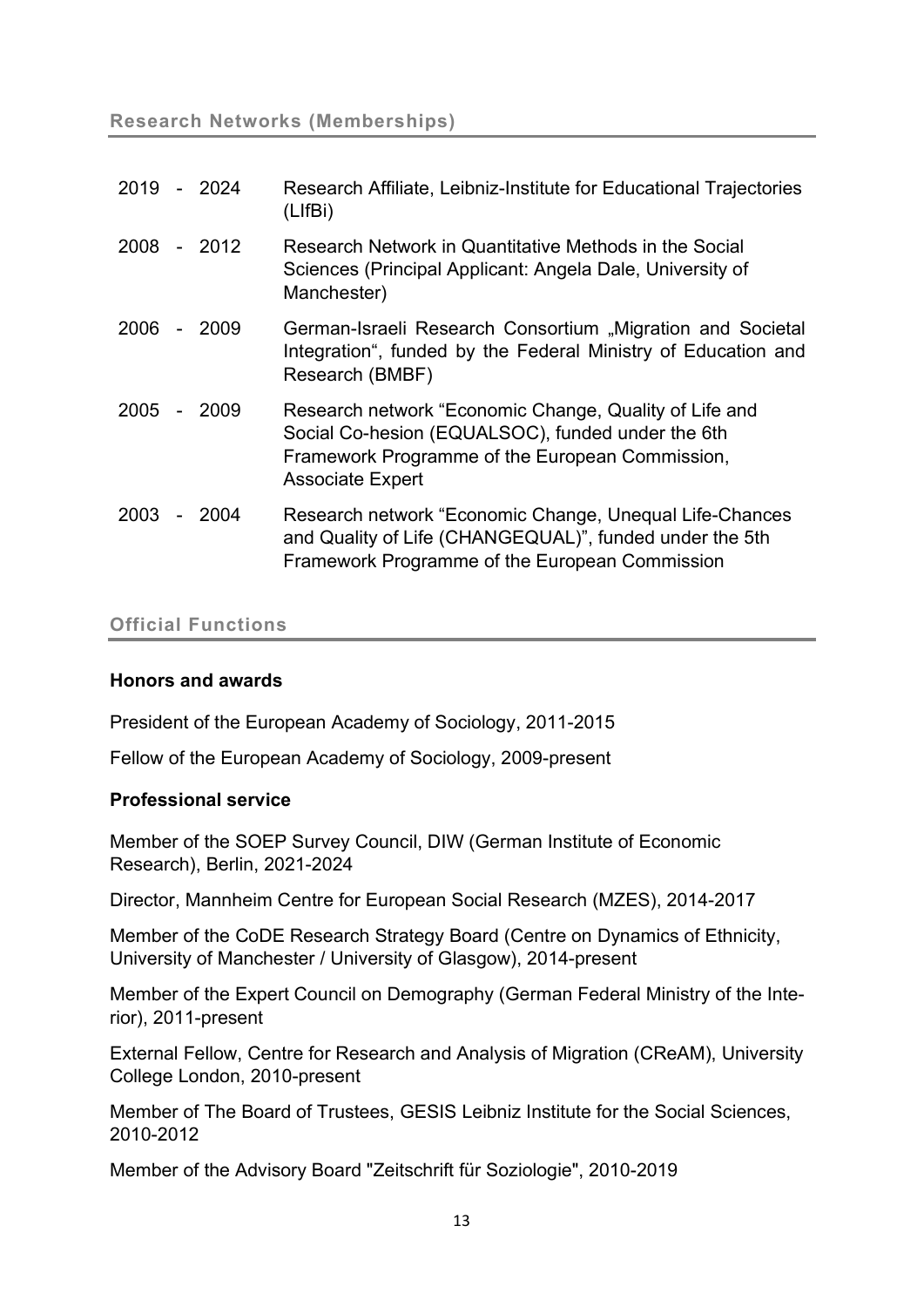## Research Networks (Memberships)

| | |
|---|---|
| 2019 - 2024 | Research Affiliate, Leibniz-Institute for Educational Trajectories (LIfBi) |
| 2008 - 2012 | Research Network in Quantitative Methods in the Social Sciences (Principal Applicant: Angela Dale, University of Manchester) |
| 2006 - 2009 | German-Israeli Research Consortium „Migration and Societal Integration", funded by the Federal Ministry of Education and Research (BMBF) |
| 2005 - 2009 | Research network "Economic Change, Quality of Life and Social Co-hesion (EQUALSOC), funded under the 6th Framework Programme of the European Commission, Associate Expert |
| 2003 - 2004 | Research network "Economic Change, Unequal Life-Chances and Quality of Life (CHANGEQUAL)", funded under the 5th Framework Programme of the European Commission |

## Official Functions

**Honors and awards**

President of the European Academy of Sociology, 2011-2015

Fellow of the European Academy of Sociology, 2009-present

**Professional service**

Member of the SOEP Survey Council, DIW (German Institute of Economic Research), Berlin, 2021-2024

Director, Mannheim Centre for European Social Research (MZES), 2014-2017

Member of the CoDE Research Strategy Board (Centre on Dynamics of Ethnicity, University of Manchester / University of Glasgow), 2014-present

Member of the Expert Council on Demography (German Federal Ministry of the Interior), 2011-present

External Fellow, Centre for Research and Analysis of Migration (CReAM), University College London, 2010-present

Member of The Board of Trustees, GESIS Leibniz Institute for the Social Sciences, 2010-2012

Member of the Advisory Board "Zeitschrift für Soziologie", 2010-2019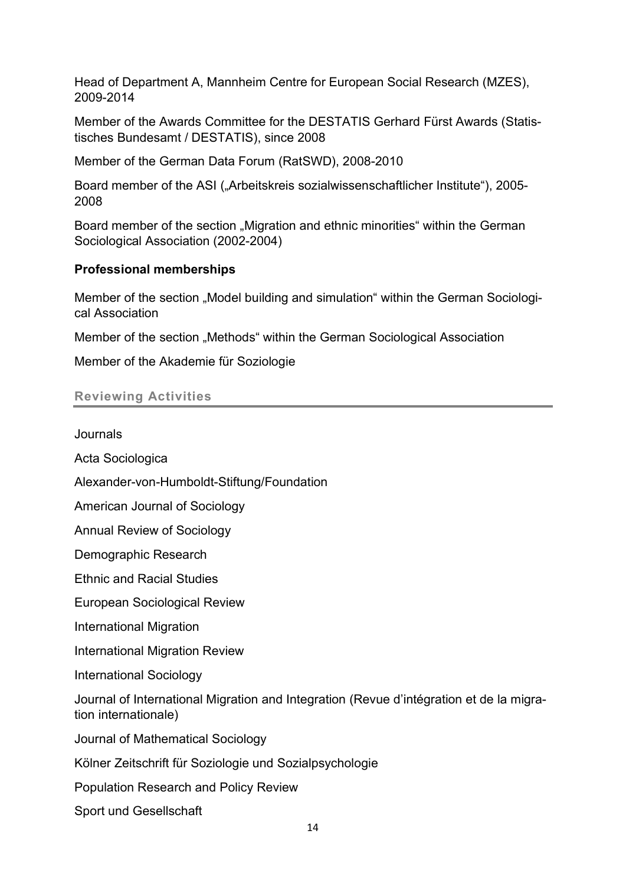Head of Department A, Mannheim Centre for European Social Research (MZES), 2009-2014

Member of the Awards Committee for the DESTATIS Gerhard Fürst Awards (Statistisches Bundesamt / DESTATIS), since 2008

Member of the German Data Forum (RatSWD), 2008-2010

Board member of the ASI („Arbeitskreis sozialwissenschaftlicher Institute"), 2005-2008

Board member of the section „Migration and ethnic minorities" within the German Sociological Association (2002-2004)

**Professional memberships**

Member of the section „Model building and simulation" within the German Sociological Association

Member of the section „Methods" within the German Sociological Association

Member of the Akademie für Soziologie

## Reviewing Activities

Journals

Acta Sociologica

Alexander-von-Humboldt-Stiftung/Foundation

American Journal of Sociology

Annual Review of Sociology

Demographic Research

Ethnic and Racial Studies

European Sociological Review

International Migration

International Migration Review

International Sociology

Journal of International Migration and Integration (Revue d'intégration et de la migration internationale)

Journal of Mathematical Sociology

Kölner Zeitschrift für Soziologie und Sozialpsychologie

Population Research and Policy Review

Sport und Gesellschaft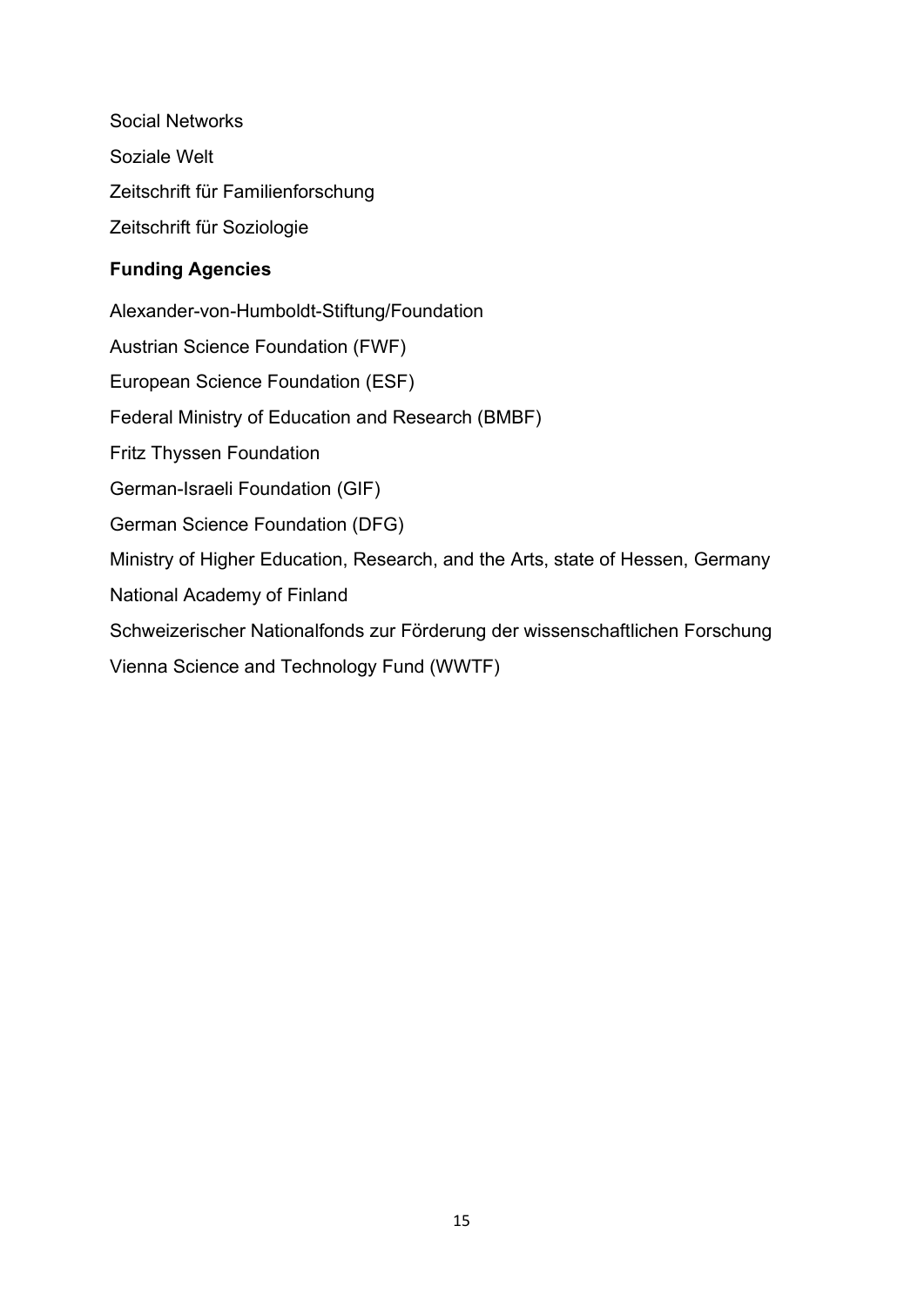Social Networks

Soziale Welt

Zeitschrift für Familienforschung

Zeitschrift für Soziologie

**Funding Agencies**

Alexander-von-Humboldt-Stiftung/Foundation

Austrian Science Foundation (FWF)

European Science Foundation (ESF)

Federal Ministry of Education and Research (BMBF)

Fritz Thyssen Foundation

German-Israeli Foundation (GIF)

German Science Foundation (DFG)

Ministry of Higher Education, Research, and the Arts, state of Hessen, Germany

National Academy of Finland

Schweizerischer Nationalfonds zur Förderung der wissenschaftlichen Forschung

Vienna Science and Technology Fund (WWTF)